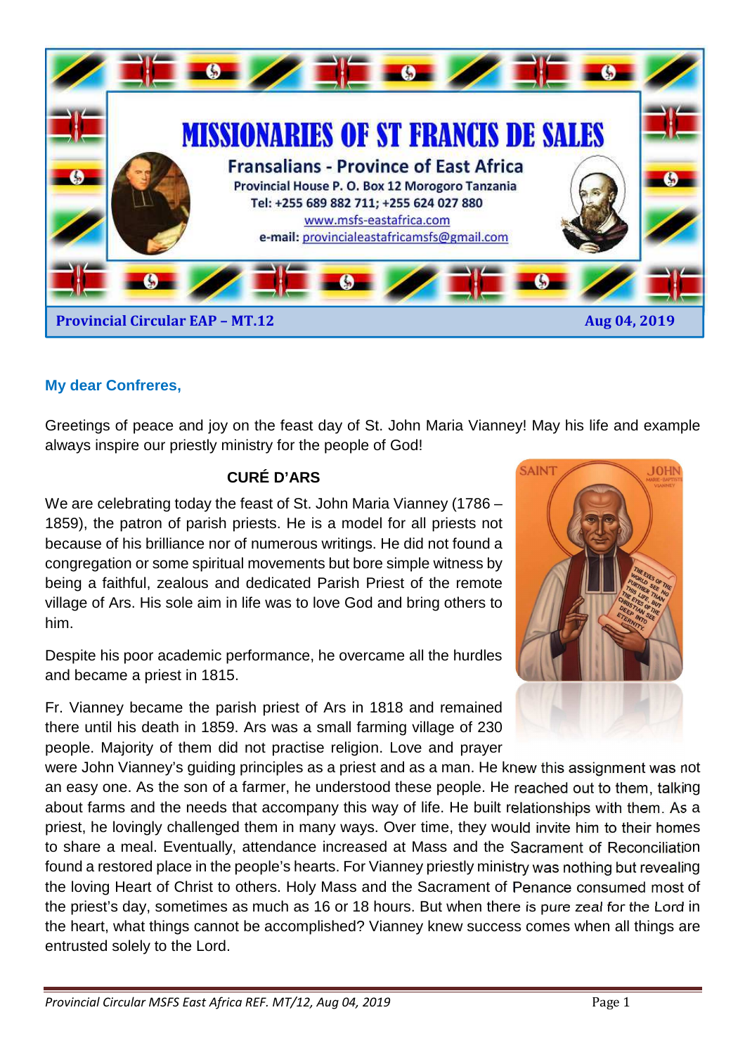# MISSIONARIES OF ST FRANCIS DE SALES

**Fransalians - Province of East Africa**

**Provincial House P. O. Box 12 Morogoro Tanzania**

**Tel: +255 689 882 711; +255 624 027 880**

www.msfs-eastafrica.com

**e-mail:** provincialeastafricamsfs@gmail.com

**Provincial Circular EAP – MT.12** **Aug 04, 2019**

**My dear Confreres,**

Greetings of peace and joy on the feast day of St. John Maria Vianney! May his life and example always inspire our priestly ministry for the people of God!

## CURÉ D'ARS

We are celebrating today the feast of St. John Maria Vianney (1786 – 1859), the patron of parish priests. He is a model for all priests not because of his brilliance nor of numerous writings. He did not found a congregation or some spiritual movements but bore simple witness by being a faithful, zealous and dedicated Parish Priest of the remote village of Ars. His sole aim in life was to love God and bring others to him.

Despite his poor academic performance, he overcame all the hurdles and became a priest in 1815.

Fr. Vianney became the parish priest of Ars in 1818 and remained there until his death in 1859. Ars was a small farming village of 230 people. Majority of them did not practise religion. Love and prayer were John Vianney's guiding principles as a priest and as a man. He knew this assignment was not an easy one. As the son of a farmer, he understood these people. He reached out to them, talking about farms and the needs that accompany this way of life. He built relationships with them. As a priest, he lovingly challenged them in many ways. Over time, they would invite him to their homes to share a meal. Eventually, attendance increased at Mass and the Sacrament of Reconciliation found a restored place in the people's hearts. For Vianney priestly ministry was nothing but revealing the loving Heart of Christ to others. Holy Mass and the Sacrament of Penance consumed most of the priest's day, sometimes as much as 16 or 18 hours. But when there is pure zeal for the Lord in the heart, what things cannot be accomplished? Vianney knew success comes when all things are entrusted solely to the Lord.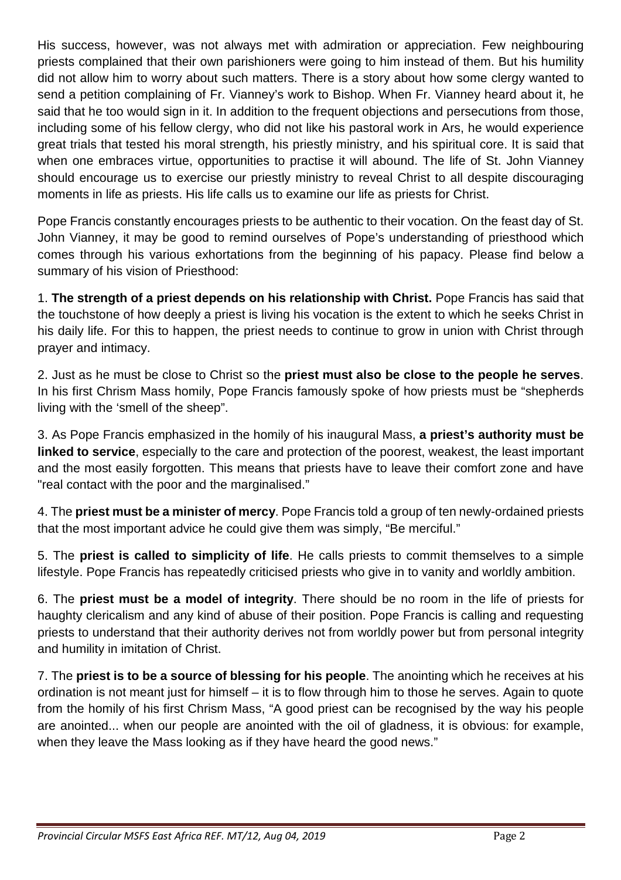His success, however, was not always met with admiration or appreciation. Few neighbouring priests complained that their own parishioners were going to him instead of them. But his humility did not allow him to worry about such matters. There is a story about how some clergy wanted to send a petition complaining of Fr. Vianney's work to Bishop. When Fr. Vianney heard about it, he said that he too would sign in it. In addition to the frequent objections and persecutions from those, including some of his fellow clergy, who did not like his pastoral work in Ars, he would experience great trials that tested his moral strength, his priestly ministry, and his spiritual core. It is said that when one embraces virtue, opportunities to practise it will abound. The life of St. John Vianney should encourage us to exercise our priestly ministry to reveal Christ to all despite discouraging moments in life as priests. His life calls us to examine our life as priests for Christ.

Pope Francis constantly encourages priests to be authentic to their vocation. On the feast day of St. John Vianney, it may be good to remind ourselves of Pope's understanding of priesthood which comes through his various exhortations from the beginning of his papacy. Please find below a summary of his vision of Priesthood:

1. **The strength of a priest depends on his relationship with Christ.** Pope Francis has said that the touchstone of how deeply a priest is living his vocation is the extent to which he seeks Christ in his daily life. For this to happen, the priest needs to continue to grow in union with Christ through prayer and intimacy.

2. Just as he must be close to Christ so the **priest must also be close to the people he serves**. In his first Chrism Mass homily, Pope Francis famously spoke of how priests must be "shepherds living with the 'smell of the sheep".

3. As Pope Francis emphasized in the homily of his inaugural Mass, **a priest's authority must be linked to service**, especially to the care and protection of the poorest, weakest, the least important and the most easily forgotten. This means that priests have to leave their comfort zone and have "real contact with the poor and the marginalised."

4. The **priest must be a minister of mercy**. Pope Francis told a group of ten newly-ordained priests that the most important advice he could give them was simply, "Be merciful."

5. The **priest is called to simplicity of life**. He calls priests to commit themselves to a simple lifestyle. Pope Francis has repeatedly criticised priests who give in to vanity and worldly ambition.

6. The **priest must be a model of integrity**. There should be no room in the life of priests for haughty clericalism and any kind of abuse of their position. Pope Francis is calling and requesting priests to understand that their authority derives not from worldly power but from personal integrity and humility in imitation of Christ.

7. The **priest is to be a source of blessing for his people**. The anointing which he receives at his ordination is not meant just for himself – it is to flow through him to those he serves. Again to quote from the homily of his first Chrism Mass, "A good priest can be recognised by the way his people are anointed... when our people are anointed with the oil of gladness, it is obvious: for example, when they leave the Mass looking as if they have heard the good news."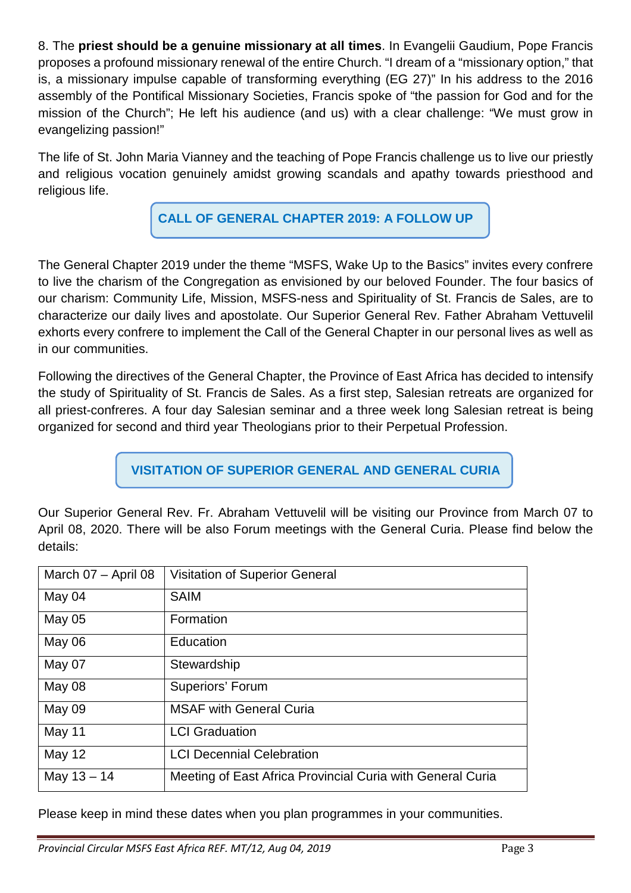8. The **priest should be a genuine missionary at all times**. In Evangelii Gaudium, Pope Francis proposes a profound missionary renewal of the entire Church. "I dream of a "missionary option," that is, a missionary impulse capable of transforming everything (EG 27)" In his address to the 2016 assembly of the Pontifical Missionary Societies, Francis spoke of "the passion for God and for the mission of the Church"; He left his audience (and us) with a clear challenge: "We must grow in evangelizing passion!"

The life of St. John Maria Vianney and the teaching of Pope Francis challenge us to live our priestly and religious vocation genuinely amidst growing scandals and apathy towards priesthood and religious life.

## CALL OF GENERAL CHAPTER 2019: A FOLLOW UP

The General Chapter 2019 under the theme "MSFS, Wake Up to the Basics" invites every confrere to live the charism of the Congregation as envisioned by our beloved Founder. The four basics of our charism: Community Life, Mission, MSFS-ness and Spirituality of St. Francis de Sales, are to characterize our daily lives and apostolate. Our Superior General Rev. Father Abraham Vettuvelil exhorts every confrere to implement the Call of the General Chapter in our personal lives as well as in our communities.

Following the directives of the General Chapter, the Province of East Africa has decided to intensify the study of Spirituality of St. Francis de Sales. As a first step, Salesian retreats are organized for all priest-confreres. A four day Salesian seminar and a three week long Salesian retreat is being organized for second and third year Theologians prior to their Perpetual Profession.

## VISITATION OF SUPERIOR GENERAL AND GENERAL CURIA

Our Superior General Rev. Fr. Abraham Vettuvelil will be visiting our Province from March 07 to April 08, 2020. There will be also Forum meetings with the General Curia. Please find below the details:

| March 07 – April 08 | Visitation of Superior General |
|---|---|
| May 04 | SAIM |
| May 05 | Formation |
| May 06 | Education |
| May 07 | Stewardship |
| May 08 | Superiors' Forum |
| May 09 | MSAF with General Curia |
| May 11 | LCI Graduation |
| May 12 | LCI Decennial Celebration |
| May 13 – 14 | Meeting of East Africa Provincial Curia with General Curia |

Please keep in mind these dates when you plan programmes in your communities.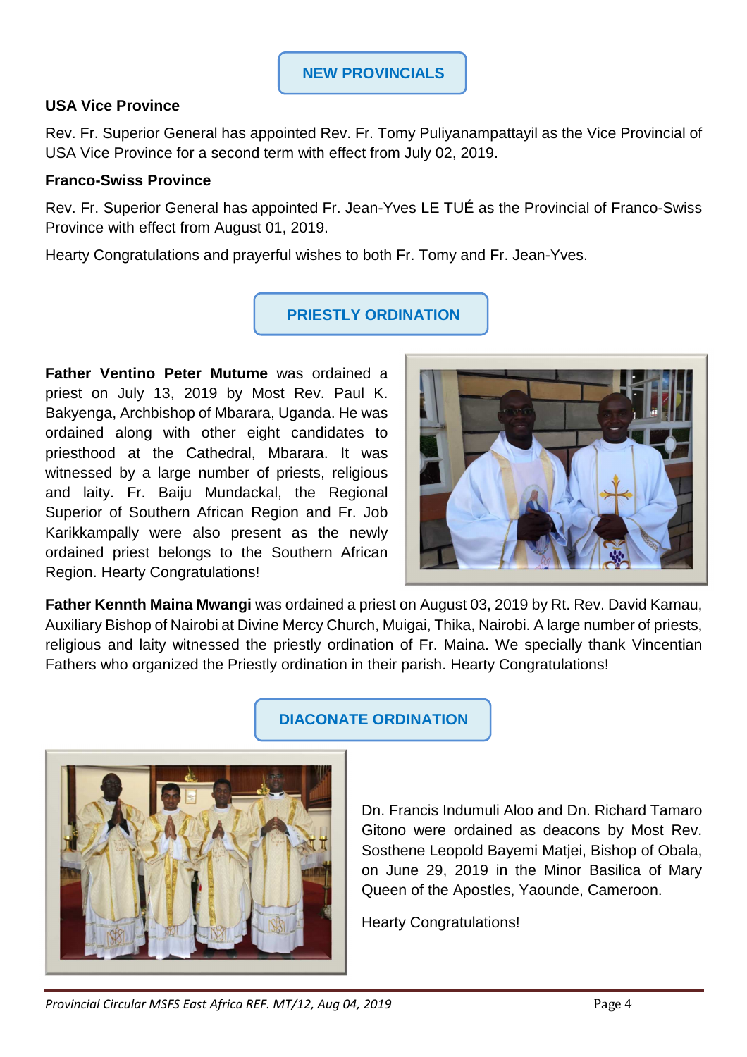## NEW PROVINCIALS

### USA Vice Province

Rev. Fr. Superior General has appointed Rev. Fr. Tomy Puliyanampattayil as the Vice Provincial of USA Vice Province for a second term with effect from July 02, 2019.

### Franco-Swiss Province

Rev. Fr. Superior General has appointed Fr. Jean-Yves LE TUÉ as the Provincial of Franco-Swiss Province with effect from August 01, 2019.

Hearty Congratulations and prayerful wishes to both Fr. Tomy and Fr. Jean-Yves.

## PRIESTLY ORDINATION

**Father Ventino Peter Mutume** was ordained a priest on July 13, 2019 by Most Rev. Paul K. Bakyenga, Archbishop of Mbarara, Uganda. He was ordained along with other eight candidates to priesthood at the Cathedral, Mbarara. It was witnessed by a large number of priests, religious and laity. Fr. Baiju Mundackal, the Regional Superior of Southern African Region and Fr. Job Karikkampally were also present as the newly ordained priest belongs to the Southern African Region. Hearty Congratulations!

**Father Kennth Maina Mwangi** was ordained a priest on August 03, 2019 by Rt. Rev. David Kamau, Auxiliary Bishop of Nairobi at Divine Mercy Church, Muigai, Thika, Nairobi. A large number of priests, religious and laity witnessed the priestly ordination of Fr. Maina. We specially thank Vincentian Fathers who organized the Priestly ordination in their parish. Hearty Congratulations!

## DIACONATE ORDINATION

Dn. Francis Indumuli Aloo and Dn. Richard Tamaro Gitono were ordained as deacons by Most Rev. Sosthene Leopold Bayemi Matjei, Bishop of Obala, on June 29, 2019 in the Minor Basilica of Mary Queen of the Apostles, Yaounde, Cameroon.

Hearty Congratulations!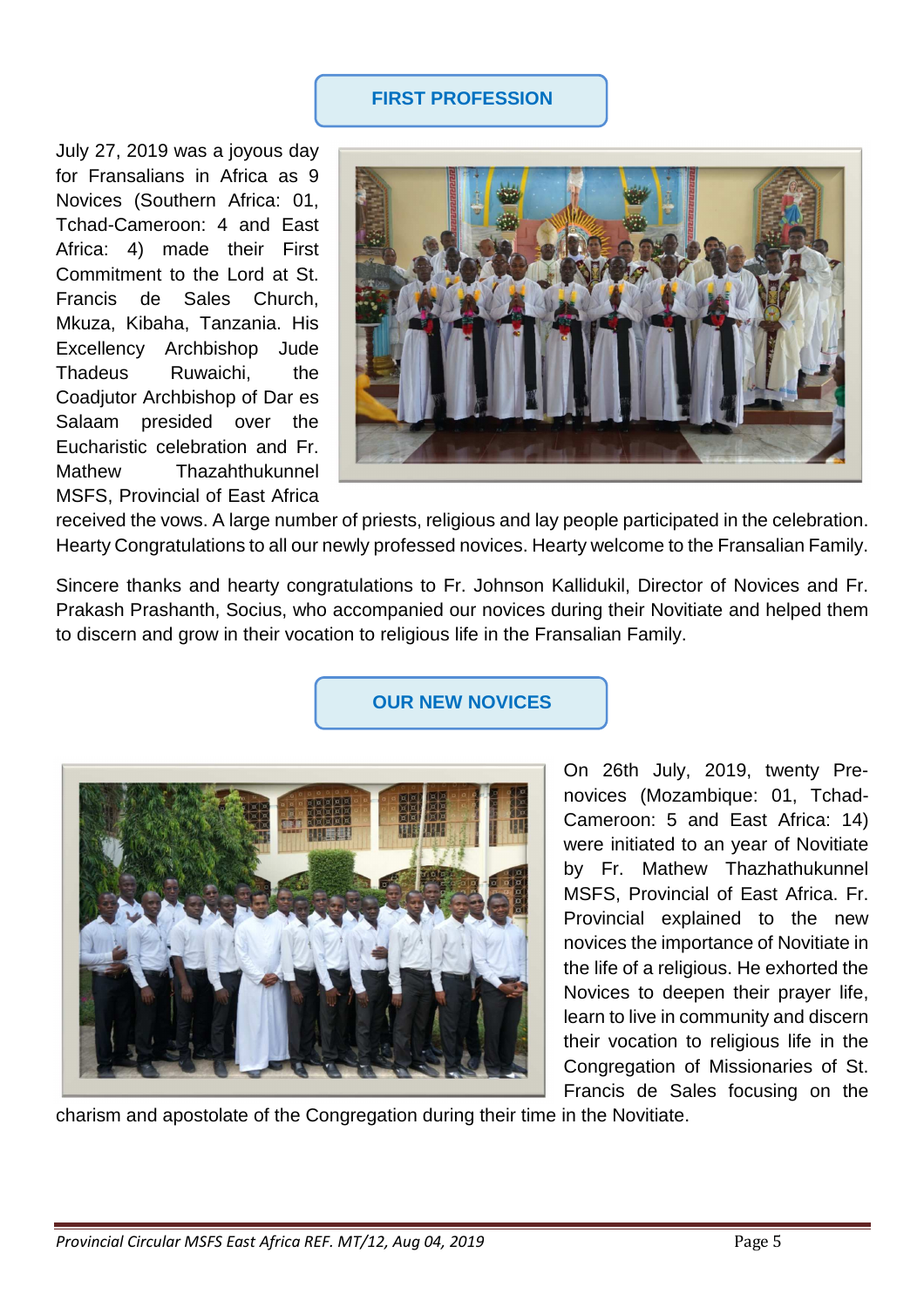## FIRST PROFESSION

July 27, 2019 was a joyous day for Fransalians in Africa as 9 Novices (Southern Africa: 01, Tchad-Cameroon: 4 and East Africa: 4) made their First Commitment to the Lord at St. Francis de Sales Church, Mkuza, Kibaha, Tanzania. His Excellency Archbishop Jude Thadeus Ruwaichi, the Coadjutor Archbishop of Dar es Salaam presided over the Eucharistic celebration and Fr. Mathew Thazhathukunnel MSFS, Provincial of East Africa received the vows. A large number of priests, religious and lay people participated in the celebration. Hearty Congratulations to all our newly professed novices. Hearty welcome to the Fransalian Family.

Sincere thanks and hearty congratulations to Fr. Johnson Kallidukil, Director of Novices and Fr. Prakash Prashanth, Socius, who accompanied our novices during their Novitiate and helped them to discern and grow in their vocation to religious life in the Fransalian Family.

## OUR NEW NOVICES

On 26th July, 2019, twenty Pre-novices (Mozambique: 01, Tchad-Cameroon: 5 and East Africa: 14) were initiated to an year of Novitiate by Fr. Mathew Thazhathukunnel MSFS, Provincial of East Africa. Fr. Provincial explained to the new novices the importance of Novitiate in the life of a religious. He exhorted the Novices to deepen their prayer life, learn to live in community and discern their vocation to religious life in the Congregation of Missionaries of St. Francis de Sales focusing on the charism and apostolate of the Congregation during their time in the Novitiate.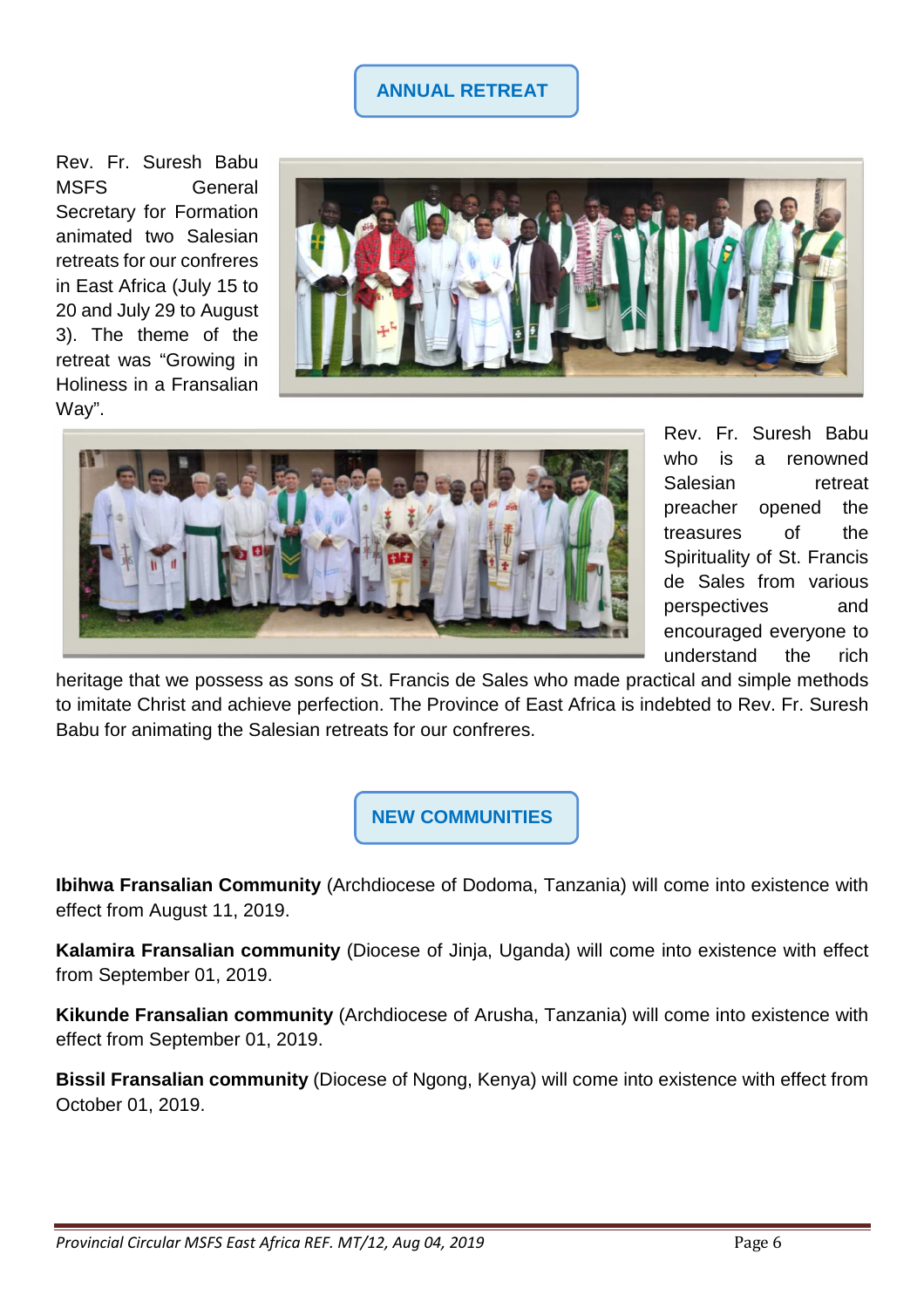## ANNUAL RETREAT

Rev. Fr. Suresh Babu MSFS General Secretary for Formation animated two Salesian retreats for our confreres in East Africa (July 15 to 20 and July 29 to August 3). The theme of the retreat was “Growing in Holiness in a Fransalian Way”.

Rev. Fr. Suresh Babu who is a renowned Salesian retreat preacher opened the treasures of the Spirituality of St. Francis de Sales from various perspectives and encouraged everyone to understand the rich heritage that we possess as sons of St. Francis de Sales who made practical and simple methods to imitate Christ and achieve perfection. The Province of East Africa is indebted to Rev. Fr. Suresh Babu for animating the Salesian retreats for our confreres.

## NEW COMMUNITIES

**Ibihwa Fransalian Community** (Archdiocese of Dodoma, Tanzania) will come into existence with effect from August 11, 2019.

**Kalamira Fransalian community** (Diocese of Jinja, Uganda) will come into existence with effect from September 01, 2019.

**Kikunde Fransalian community** (Archdiocese of Arusha, Tanzania) will come into existence with effect from September 01, 2019.

**Bissil Fransalian community** (Diocese of Ngong, Kenya) will come into existence with effect from October 01, 2019.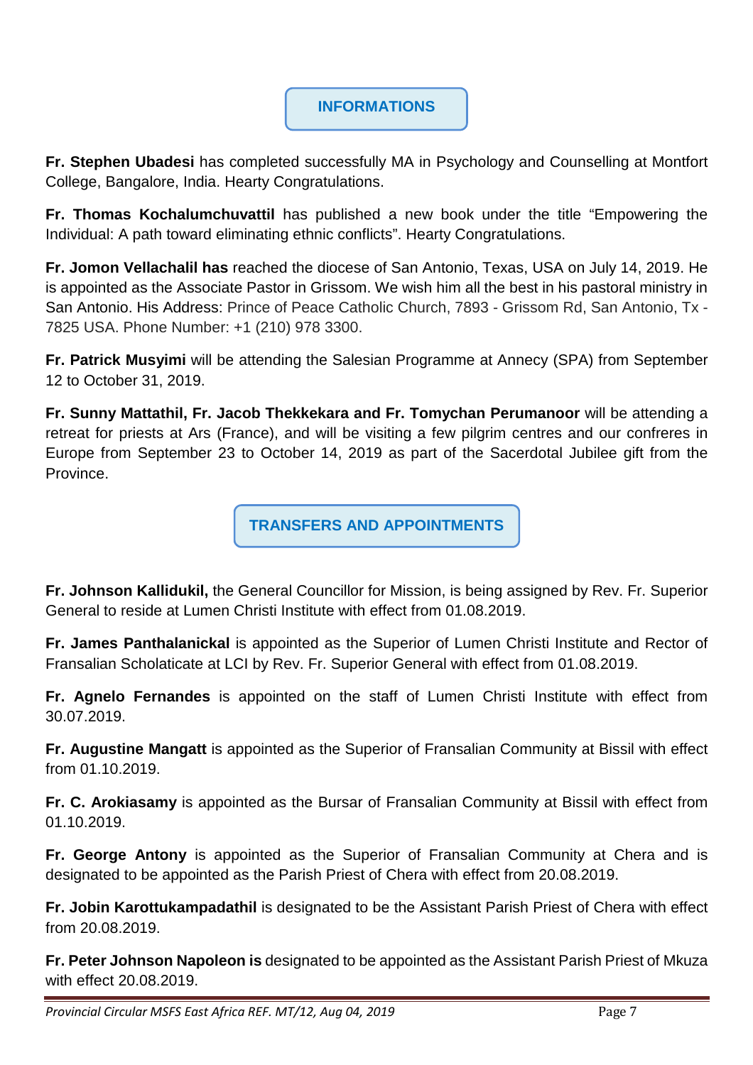## INFORMATIONS

**Fr. Stephen Ubadesi** has completed successfully MA in Psychology and Counselling at Montfort College, Bangalore, India. Hearty Congratulations.

**Fr. Thomas Kochalumchuvattil** has published a new book under the title "Empowering the Individual: A path toward eliminating ethnic conflicts". Hearty Congratulations.

**Fr. Jomon Vellachalil has** reached the diocese of San Antonio, Texas, USA on July 14, 2019. He is appointed as the Associate Pastor in Grissom. We wish him all the best in his pastoral ministry in San Antonio. His Address: Prince of Peace Catholic Church, 7893 - Grissom Rd, San Antonio, Tx - 7825 USA. Phone Number: +1 (210) 978 3300.

**Fr. Patrick Musyimi** will be attending the Salesian Programme at Annecy (SPA) from September 12 to October 31, 2019.

**Fr. Sunny Mattathil, Fr. Jacob Thekkekara and Fr. Tomychan Perumanoor** will be attending a retreat for priests at Ars (France), and will be visiting a few pilgrim centres and our confreres in Europe from September 23 to October 14, 2019 as part of the Sacerdotal Jubilee gift from the Province.

## TRANSFERS AND APPOINTMENTS

**Fr. Johnson Kallidukil,** the General Councillor for Mission, is being assigned by Rev. Fr. Superior General to reside at Lumen Christi Institute with effect from 01.08.2019.

**Fr. James Panthalanickal** is appointed as the Superior of Lumen Christi Institute and Rector of Fransalian Scholaticate at LCI by Rev. Fr. Superior General with effect from 01.08.2019.

**Fr. Agnelo Fernandes** is appointed on the staff of Lumen Christi Institute with effect from 30.07.2019.

**Fr. Augustine Mangatt** is appointed as the Superior of Fransalian Community at Bissil with effect from 01.10.2019.

**Fr. C. Arokiasamy** is appointed as the Bursar of Fransalian Community at Bissil with effect from 01.10.2019.

**Fr. George Antony** is appointed as the Superior of Fransalian Community at Chera and is designated to be appointed as the Parish Priest of Chera with effect from 20.08.2019.

**Fr. Jobin Karottukampadathil** is designated to be the Assistant Parish Priest of Chera with effect from 20.08.2019.

**Fr. Peter Johnson Napoleon is** designated to be appointed as the Assistant Parish Priest of Mkuza with effect 20.08.2019.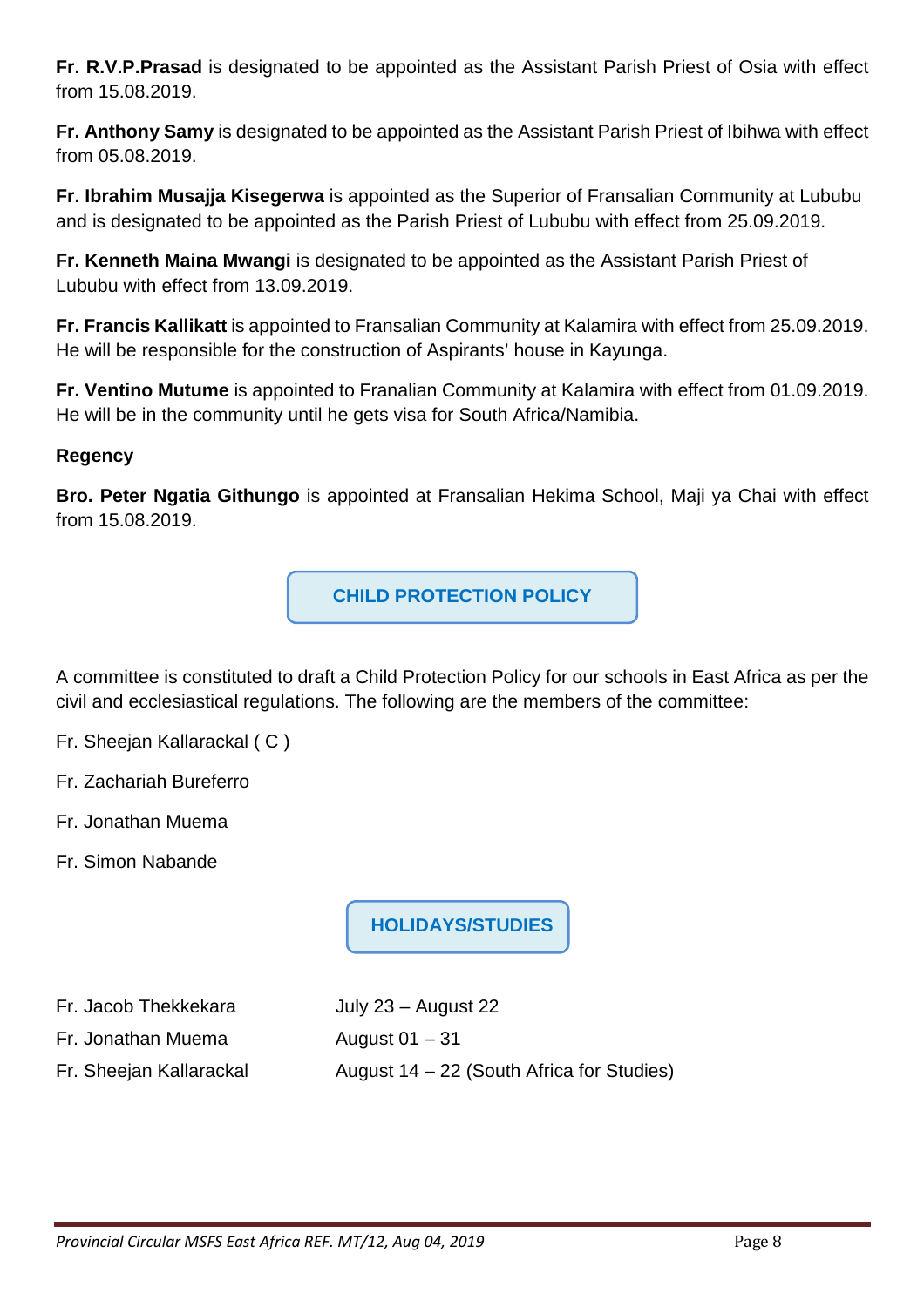**Fr. R.V.P.Prasad** is designated to be appointed as the Assistant Parish Priest of Osia with effect from 15.08.2019.

**Fr. Anthony Samy** is designated to be appointed as the Assistant Parish Priest of Ibihwa with effect from 05.08.2019.

**Fr. Ibrahim Musajja Kisegerwa** is appointed as the Superior of Fransalian Community at Lububu and is designated to be appointed as the Parish Priest of Lububu with effect from 25.09.2019.

**Fr. Kenneth Maina Mwangi** is designated to be appointed as the Assistant Parish Priest of Lububu with effect from 13.09.2019.

**Fr. Francis Kallikatt** is appointed to Fransalian Community at Kalamira with effect from 25.09.2019. He will be responsible for the construction of Aspirants' house in Kayunga.

**Fr. Ventino Mutume** is appointed to Franalian Community at Kalamira with effect from 01.09.2019. He will be in the community until he gets visa for South Africa/Namibia.

**Regency**

**Bro. Peter Ngatia Githungo** is appointed at Fransalian Hekima School, Maji ya Chai with effect from 15.08.2019.

## CHILD PROTECTION POLICY

A committee is constituted to draft a Child Protection Policy for our schools in East Africa as per the civil and ecclesiastical regulations. The following are the members of the committee:

Fr. Sheejan Kallarackal ( C )

Fr. Zachariah Bureferro

Fr. Jonathan Muema

Fr. Simon Nabande

## HOLIDAYS/STUDIES

| | |
|---|---|
| Fr. Jacob Thekkekara | July 23 – August 22 |
| Fr. Jonathan Muema | August 01 – 31 |
| Fr. Sheejan Kallarackal | August 14 – 22 (South Africa for Studies) |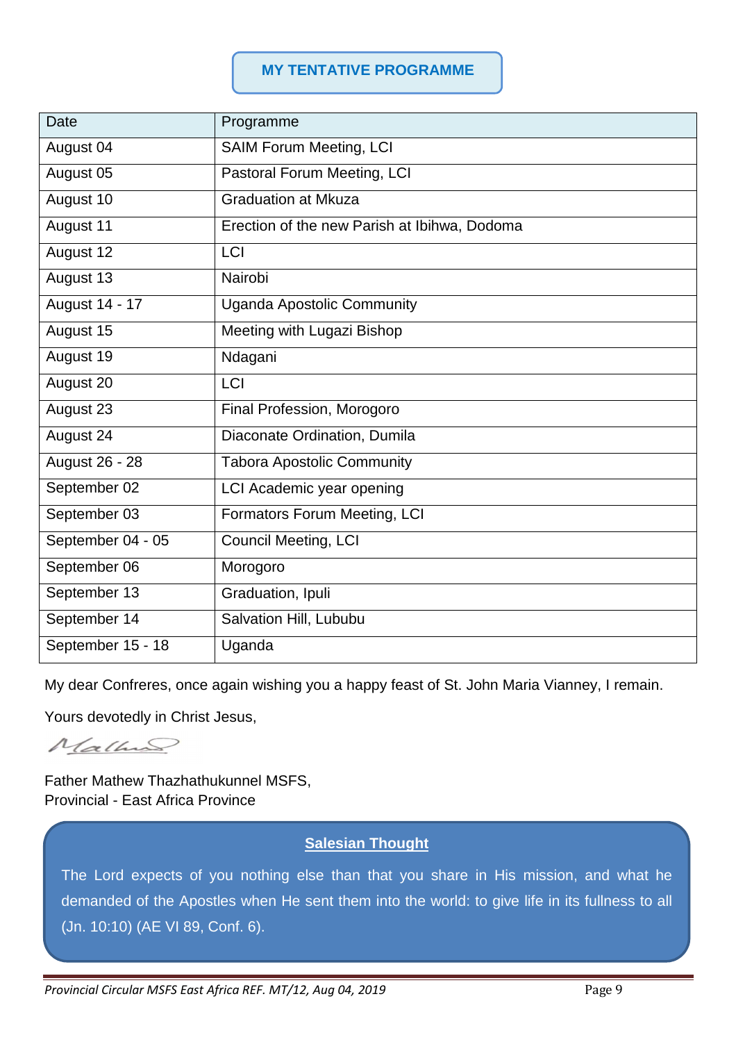## MY TENTATIVE PROGRAMME

| Date | Programme |
|---|---|
| August 04 | SAIM Forum Meeting, LCI |
| August 05 | Pastoral Forum Meeting, LCI |
| August 10 | Graduation at Mkuza |
| August 11 | Erection of the new Parish at Ibihwa, Dodoma |
| August 12 | LCI |
| August 13 | Nairobi |
| August 14 - 17 | Uganda Apostolic Community |
| August 15 | Meeting with Lugazi Bishop |
| August 19 | Ndagani |
| August 20 | LCI |
| August 23 | Final Profession, Morogoro |
| August 24 | Diaconate Ordination, Dumila |
| August 26 - 28 | Tabora Apostolic Community |
| September 02 | LCI Academic year opening |
| September 03 | Formators Forum Meeting, LCI |
| September 04 - 05 | Council Meeting, LCI |
| September 06 | Morogoro |
| September 13 | Graduation, Ipuli |
| September 14 | Salvation Hill, Lububu |
| September 15 - 18 | Uganda |

My dear Confreres, once again wishing you a happy feast of St. John Maria Vianney, I remain.

Yours devotedly in Christ Jesus,

Father Mathew Thazhathukunnel MSFS,
Provincial - East Africa Province

**Salesian Thought**

The Lord expects of you nothing else than that you share in His mission, and what he demanded of the Apostles when He sent them into the world: to give life in its fullness to all (Jn. 10:10) (AE VI 89, Conf. 6).

*Provincial Circular MSFS East Africa REF. MT/12, Aug 04, 2019*